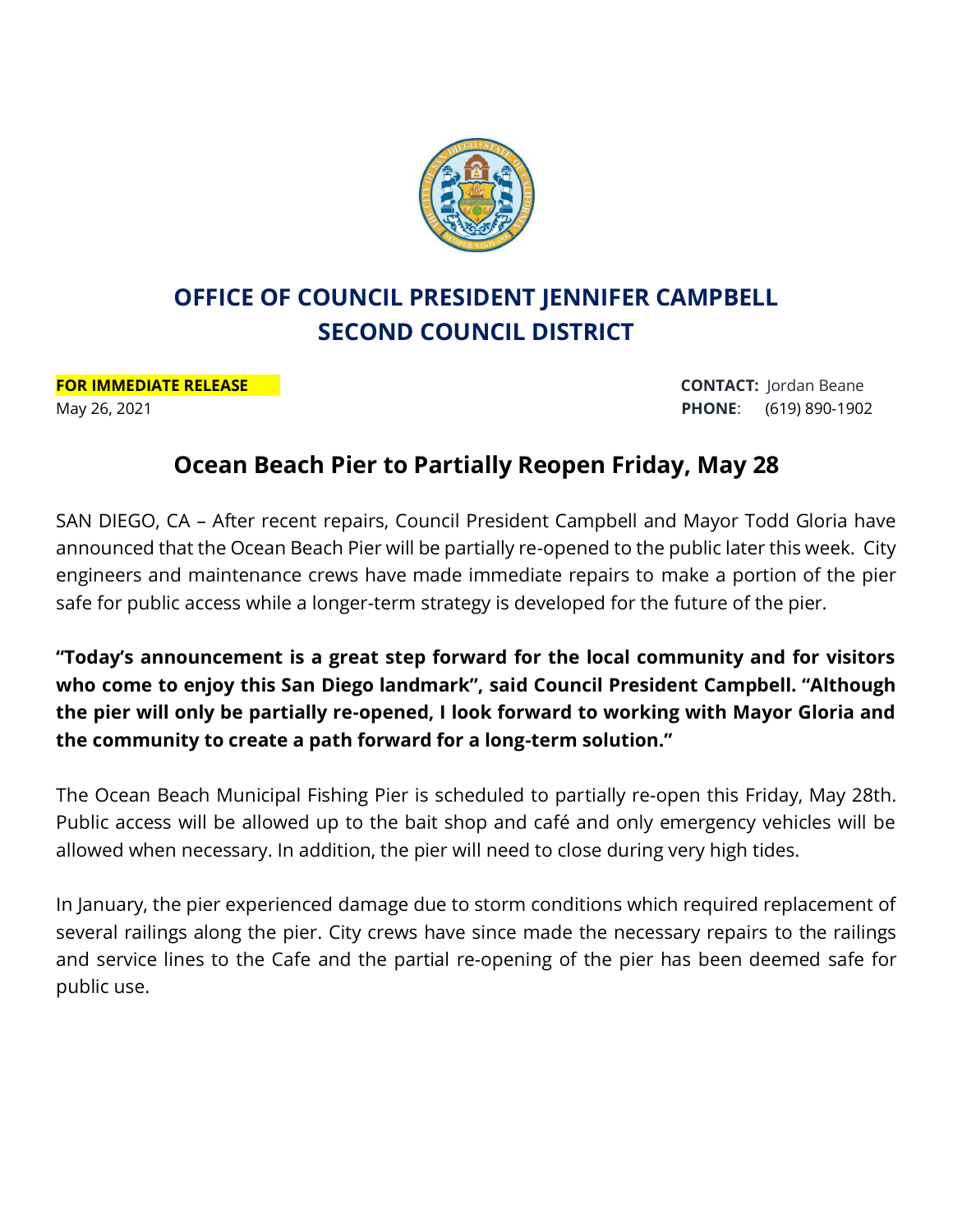# OFFICE OF COUNCIL PRESIDENT JENNIFER CAMPBELL
# SECOND COUNCIL DISTRICT

**FOR IMMEDIATE RELEASE**
May 26, 2021

**CONTACT:** Jordan Beane
**PHONE**: (619) 890-1902

## Ocean Beach Pier to Partially Reopen Friday, May 28

SAN DIEGO, CA – After recent repairs, Council President Campbell and Mayor Todd Gloria have announced that the Ocean Beach Pier will be partially re-opened to the public later this week. City engineers and maintenance crews have made immediate repairs to make a portion of the pier safe for public access while a longer-term strategy is developed for the future of the pier.

**"Today's announcement is a great step forward for the local community and for visitors who come to enjoy this San Diego landmark", said Council President Campbell. "Although the pier will only be partially re-opened, I look forward to working with Mayor Gloria and the community to create a path forward for a long-term solution."**

The Ocean Beach Municipal Fishing Pier is scheduled to partially re-open this Friday, May 28th. Public access will be allowed up to the bait shop and café and only emergency vehicles will be allowed when necessary. In addition, the pier will need to close during very high tides.

In January, the pier experienced damage due to storm conditions which required replacement of several railings along the pier. City crews have since made the necessary repairs to the railings and service lines to the Cafe and the partial re-opening of the pier has been deemed safe for public use.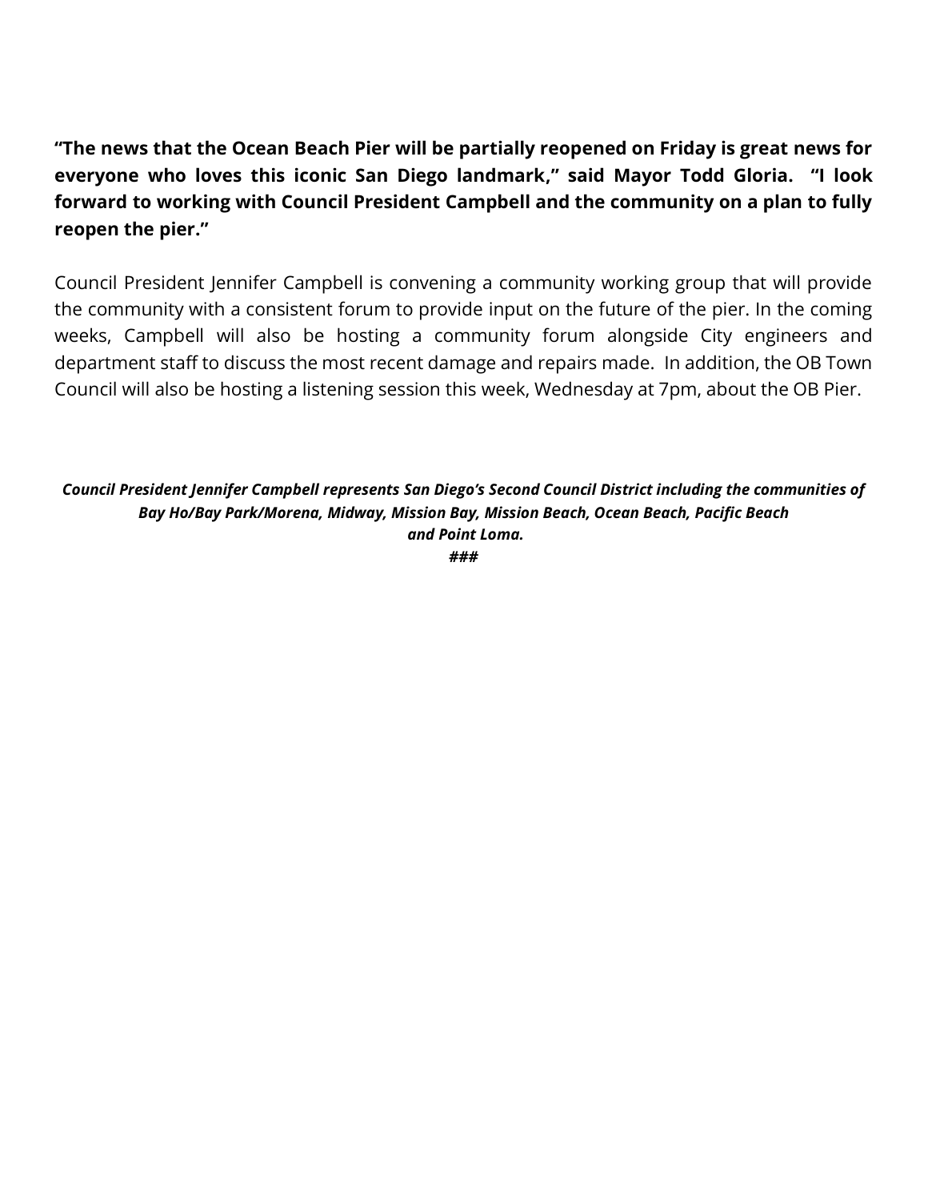**"The news that the Ocean Beach Pier will be partially reopened on Friday is great news for everyone who loves this iconic San Diego landmark," said Mayor Todd Gloria. "I look forward to working with Council President Campbell and the community on a plan to fully reopen the pier."**

Council President Jennifer Campbell is convening a community working group that will provide the community with a consistent forum to provide input on the future of the pier. In the coming weeks, Campbell will also be hosting a community forum alongside City engineers and department staff to discuss the most recent damage and repairs made. In addition, the OB Town Council will also be hosting a listening session this week, Wednesday at 7pm, about the OB Pier.

***Council President Jennifer Campbell represents San Diego's Second Council District including the communities of Bay Ho/Bay Park/Morena, Midway, Mission Bay, Mission Beach, Ocean Beach, Pacific Beach and Point Loma.***

***###***